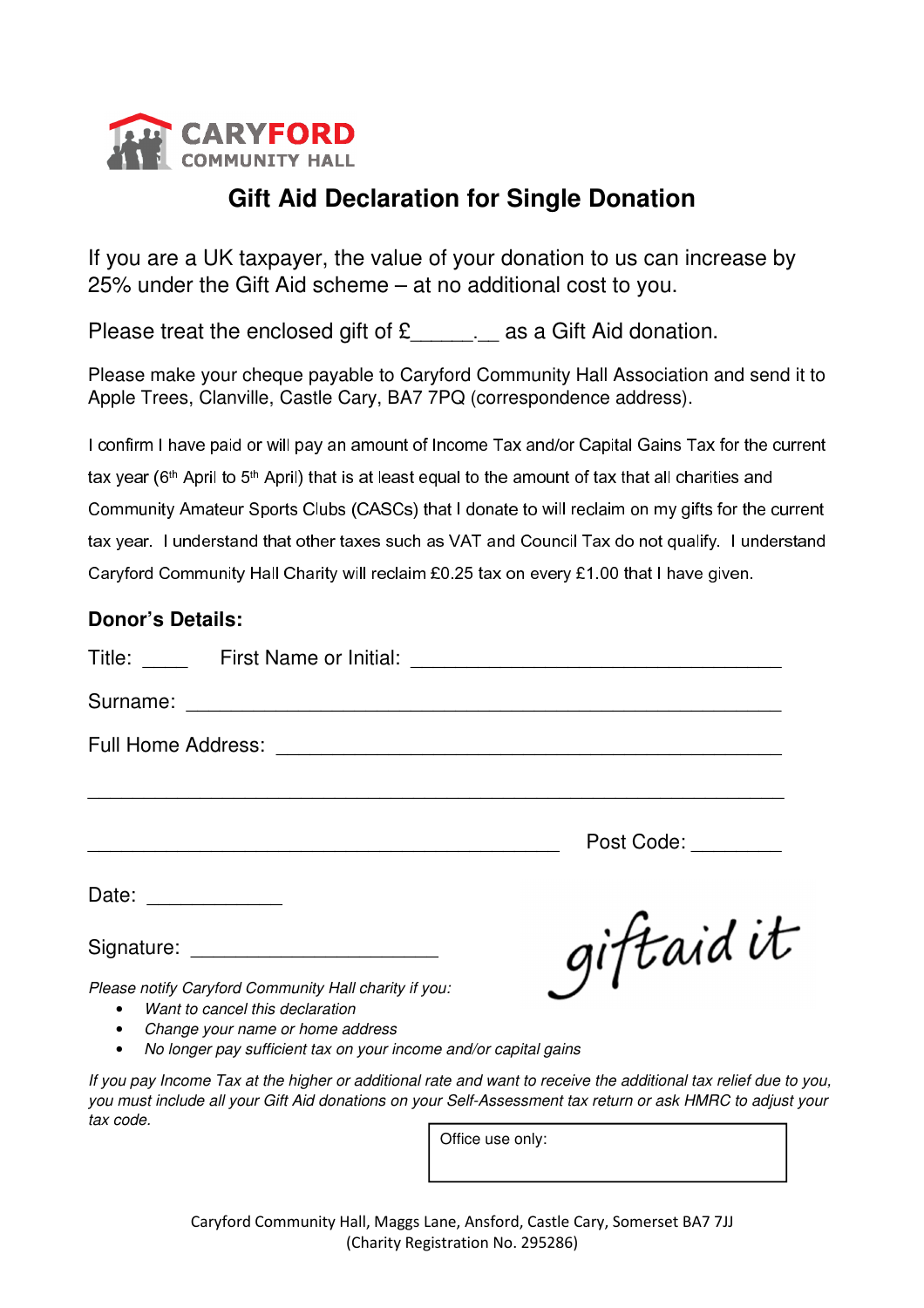CARYFORD
COMMUNITY HALL

# Gift Aid Declaration for Single Donation

If you are a UK taxpayer, the value of your donation to us can increase by 25% under the Gift Aid scheme – at no additional cost to you.

Please treat the enclosed gift of £_____.__ as a Gift Aid donation.

Please make your cheque payable to Caryford Community Hall Association and send it to Apple Trees, Clanville, Castle Cary, BA7 7PQ (correspondence address).

I confirm I have paid or will pay an amount of Income Tax and/or Capital Gains Tax for the current tax year (6th April to 5th April) that is at least equal to the amount of tax that all charities and Community Amateur Sports Clubs (CASCs) that I donate to will reclaim on my gifts for the current tax year. I understand that other taxes such as VAT and Council Tax do not qualify. I understand Caryford Community Hall Charity will reclaim £0.25 tax on every £1.00 that I have given.

## Donor's Details:

Title: ____ First Name or Initial: ________________________________

Surname: ________________________________________________

Full Home Address: ________________________________________

________________________________________________________

________________________________________ Post Code: ________

Date: ____________

Signature: _____________________

giftaid it

*Please notify Caryford Community Hall charity if you:*

- *Want to cancel this declaration*
- *Change your name or home address*
- *No longer pay sufficient tax on your income and/or capital gains*

*If you pay Income Tax at the higher or additional rate and want to receive the additional tax relief due to you, you must include all your Gift Aid donations on your Self-Assessment tax return or ask HMRC to adjust your tax code.*

| Office use only: |
|---|
| |

Caryford Community Hall, Maggs Lane, Ansford, Castle Cary, Somerset BA7 7JJ
(Charity Registration No. 295286)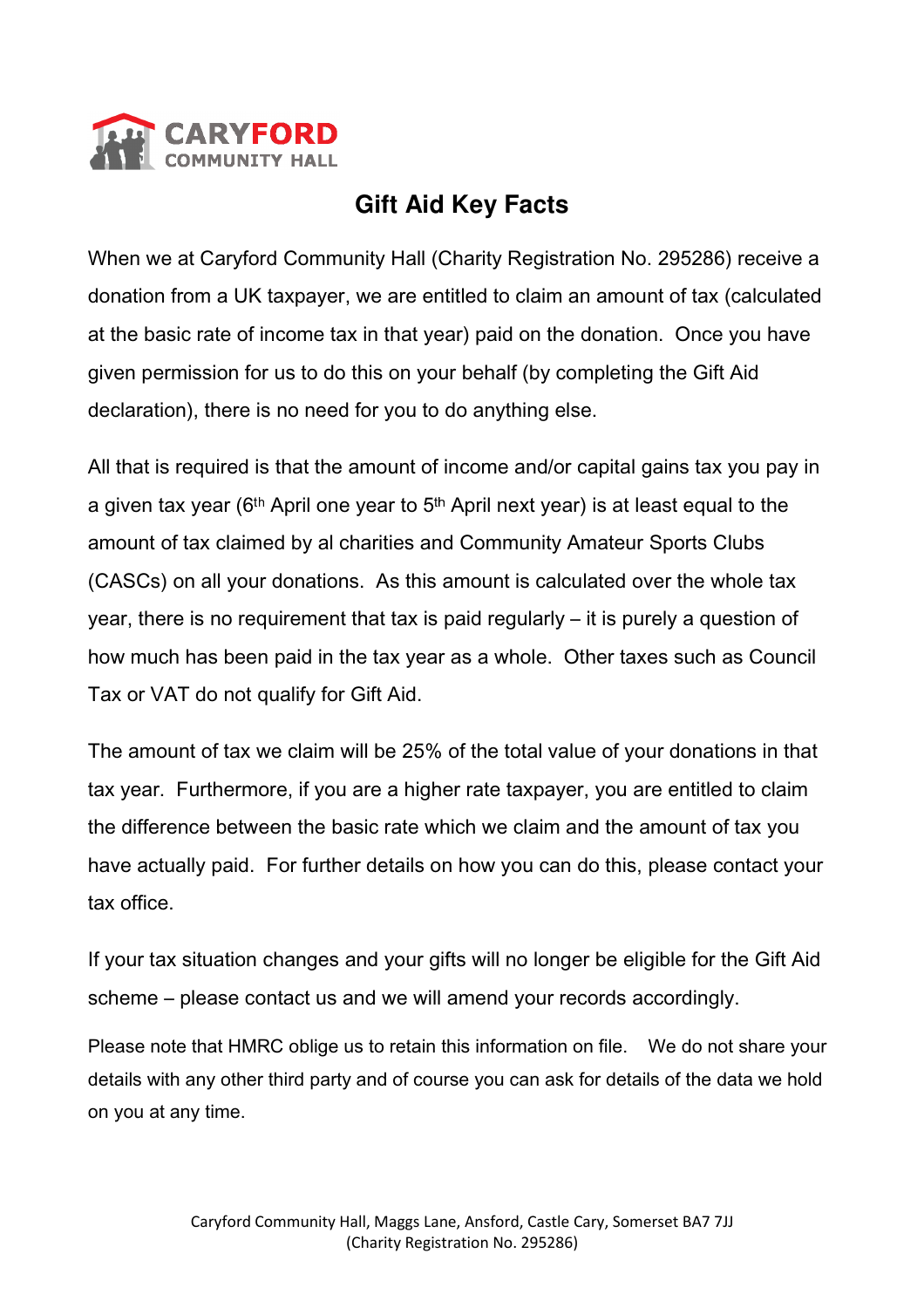CARYFORD
COMMUNITY HALL

## Gift Aid Key Facts

When we at Caryford Community Hall (Charity Registration No. 295286) receive a donation from a UK taxpayer, we are entitled to claim an amount of tax (calculated at the basic rate of income tax in that year) paid on the donation. Once you have given permission for us to do this on your behalf (by completing the Gift Aid declaration), there is no need for you to do anything else.

All that is required is that the amount of income and/or capital gains tax you pay in a given tax year (6th April one year to 5th April next year) is at least equal to the amount of tax claimed by al charities and Community Amateur Sports Clubs (CASCs) on all your donations. As this amount is calculated over the whole tax year, there is no requirement that tax is paid regularly – it is purely a question of how much has been paid in the tax year as a whole. Other taxes such as Council Tax or VAT do not qualify for Gift Aid.

The amount of tax we claim will be 25% of the total value of your donations in that tax year. Furthermore, if you are a higher rate taxpayer, you are entitled to claim the difference between the basic rate which we claim and the amount of tax you have actually paid. For further details on how you can do this, please contact your tax office.

If your tax situation changes and your gifts will no longer be eligible for the Gift Aid scheme – please contact us and we will amend your records accordingly.

Please note that HMRC oblige us to retain this information on file. We do not share your details with any other third party and of course you can ask for details of the data we hold on you at any time.

Caryford Community Hall, Maggs Lane, Ansford, Castle Cary, Somerset BA7 7JJ
(Charity Registration No. 295286)